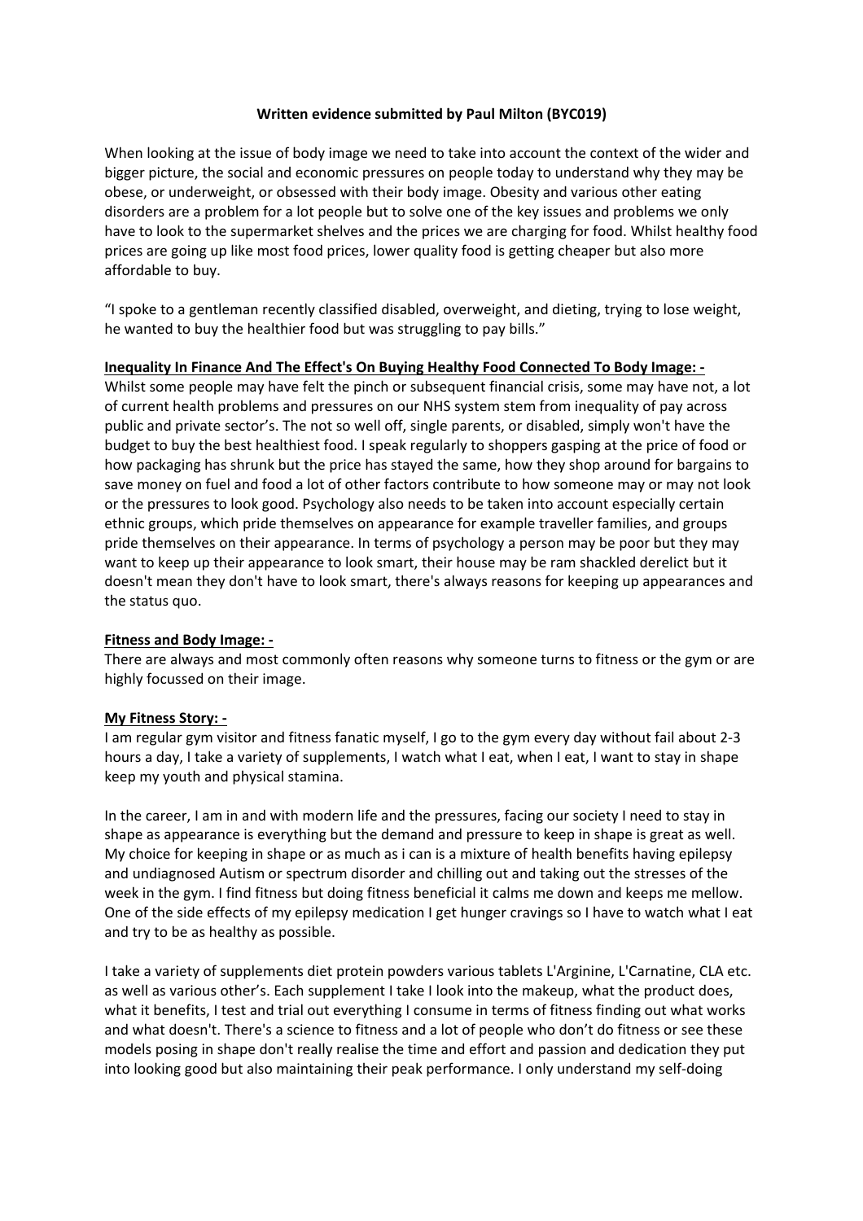**Written evidence submitted by Paul Milton (BYC019)**

When looking at the issue of body image we need to take into account the context of the wider and bigger picture, the social and economic pressures on people today to understand why they may be obese, or underweight, or obsessed with their body image. Obesity and various other eating disorders are a problem for a lot people but to solve one of the key issues and problems we only have to look to the supermarket shelves and the prices we are charging for food. Whilst healthy food prices are going up like most food prices, lower quality food is getting cheaper but also more affordable to buy.

"I spoke to a gentleman recently classified disabled, overweight, and dieting, trying to lose weight, he wanted to buy the healthier food but was struggling to pay bills."

**Inequality In Finance And The Effect's On Buying Healthy Food Connected To Body Image: -**

Whilst some people may have felt the pinch or subsequent financial crisis, some may have not, a lot of current health problems and pressures on our NHS system stem from inequality of pay across public and private sector's. The not so well off, single parents, or disabled, simply won't have the budget to buy the best healthiest food. I speak regularly to shoppers gasping at the price of food or how packaging has shrunk but the price has stayed the same, how they shop around for bargains to save money on fuel and food a lot of other factors contribute to how someone may or may not look or the pressures to look good. Psychology also needs to be taken into account especially certain ethnic groups, which pride themselves on appearance for example traveller families, and groups pride themselves on their appearance. In terms of psychology a person may be poor but they may want to keep up their appearance to look smart, their house may be ram shackled derelict but it doesn't mean they don't have to look smart, there's always reasons for keeping up appearances and the status quo.

**Fitness and Body Image: -**

There are always and most commonly often reasons why someone turns to fitness or the gym or are highly focussed on their image.

**My Fitness Story: -**

I am regular gym visitor and fitness fanatic myself, I go to the gym every day without fail about 2-3 hours a day, I take a variety of supplements, I watch what I eat, when I eat, I want to stay in shape keep my youth and physical stamina.

In the career, I am in and with modern life and the pressures, facing our society I need to stay in shape as appearance is everything but the demand and pressure to keep in shape is great as well. My choice for keeping in shape or as much as i can is a mixture of health benefits having epilepsy and undiagnosed Autism or spectrum disorder and chilling out and taking out the stresses of the week in the gym. I find fitness but doing fitness beneficial it calms me down and keeps me mellow. One of the side effects of my epilepsy medication I get hunger cravings so I have to watch what I eat and try to be as healthy as possible.

I take a variety of supplements diet protein powders various tablets L'Arginine, L'Carnatine, CLA etc. as well as various other's. Each supplement I take I look into the makeup, what the product does, what it benefits, I test and trial out everything I consume in terms of fitness finding out what works and what doesn't. There's a science to fitness and a lot of people who don't do fitness or see these models posing in shape don't really realise the time and effort and passion and dedication they put into looking good but also maintaining their peak performance. I only understand my self-doing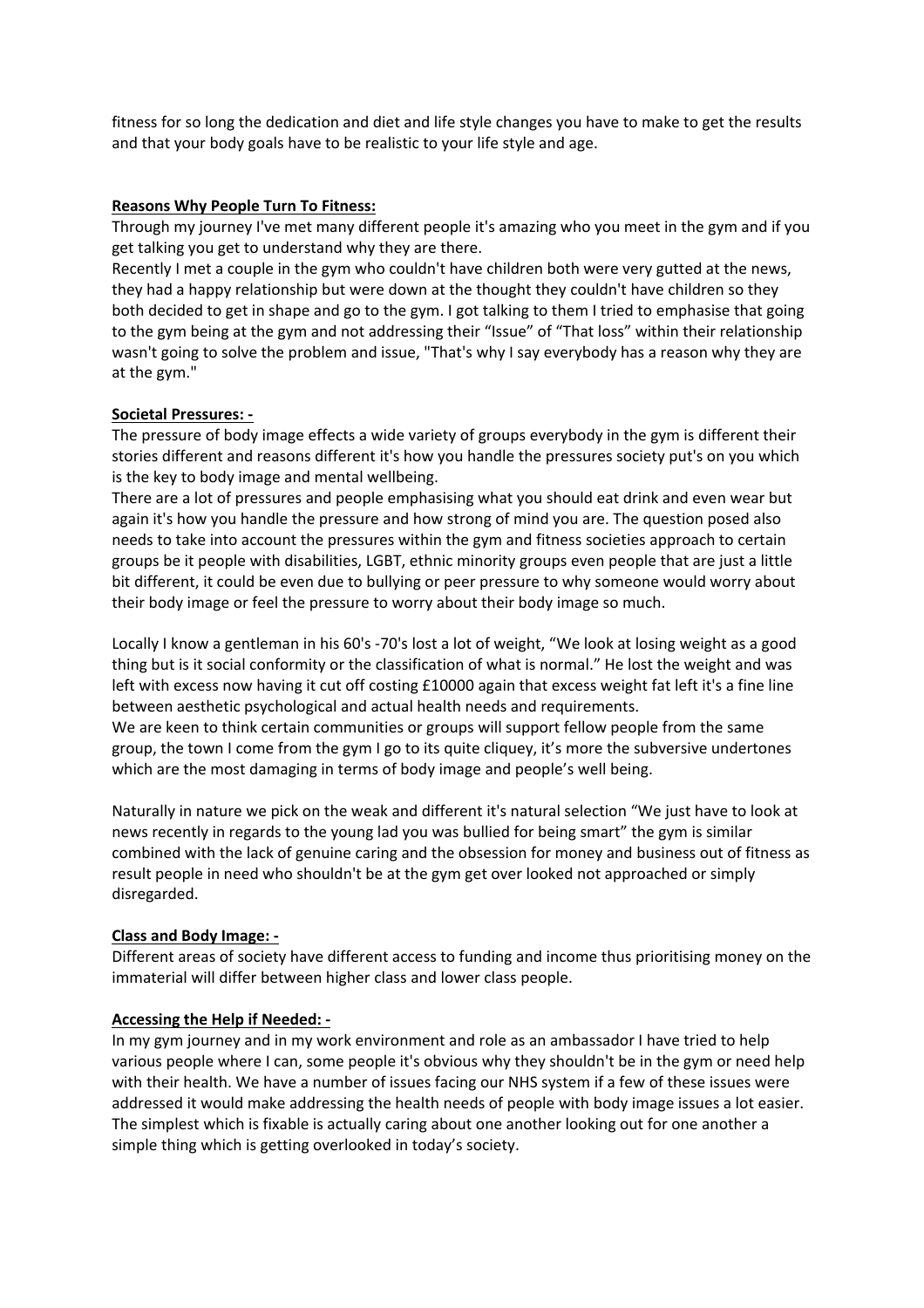fitness for so long the dedication and diet and life style changes you have to make to get the results and that your body goals have to be realistic to your life style and age.

**Reasons Why People Turn To Fitness:**

Through my journey I've met many different people it's amazing who you meet in the gym and if you get talking you get to understand why they are there.

Recently I met a couple in the gym who couldn't have children both were very gutted at the news, they had a happy relationship but were down at the thought they couldn't have children so they both decided to get in shape and go to the gym. I got talking to them I tried to emphasise that going to the gym being at the gym and not addressing their "Issue" of "That loss" within their relationship wasn't going to solve the problem and issue, "That's why I say everybody has a reason why they are at the gym."

**Societal Pressures: -**

The pressure of body image effects a wide variety of groups everybody in the gym is different their stories different and reasons different it's how you handle the pressures society put's on you which is the key to body image and mental wellbeing.

There are a lot of pressures and people emphasising what you should eat drink and even wear but again it's how you handle the pressure and how strong of mind you are. The question posed also needs to take into account the pressures within the gym and fitness societies approach to certain groups be it people with disabilities, LGBT, ethnic minority groups even people that are just a little bit different, it could be even due to bullying or peer pressure to why someone would worry about their body image or feel the pressure to worry about their body image so much.

Locally I know a gentleman in his 60's -70's lost a lot of weight, "We look at losing weight as a good thing but is it social conformity or the classification of what is normal." He lost the weight and was left with excess now having it cut off costing £10000 again that excess weight fat left it's a fine line between aesthetic psychological and actual health needs and requirements.

We are keen to think certain communities or groups will support fellow people from the same group, the town I come from the gym I go to its quite cliquey, it's more the subversive undertones which are the most damaging in terms of body image and people's well being.

Naturally in nature we pick on the weak and different it's natural selection "We just have to look at news recently in regards to the young lad you was bullied for being smart" the gym is similar combined with the lack of genuine caring and the obsession for money and business out of fitness as result people in need who shouldn't be at the gym get over looked not approached or simply disregarded.

**Class and Body Image: -**

Different areas of society have different access to funding and income thus prioritising money on the immaterial will differ between higher class and lower class people.

**Accessing the Help if Needed: -**

In my gym journey and in my work environment and role as an ambassador I have tried to help various people where I can, some people it's obvious why they shouldn't be in the gym or need help with their health. We have a number of issues facing our NHS system if a few of these issues were addressed it would make addressing the health needs of people with body image issues a lot easier. The simplest which is fixable is actually caring about one another looking out for one another a simple thing which is getting overlooked in today's society.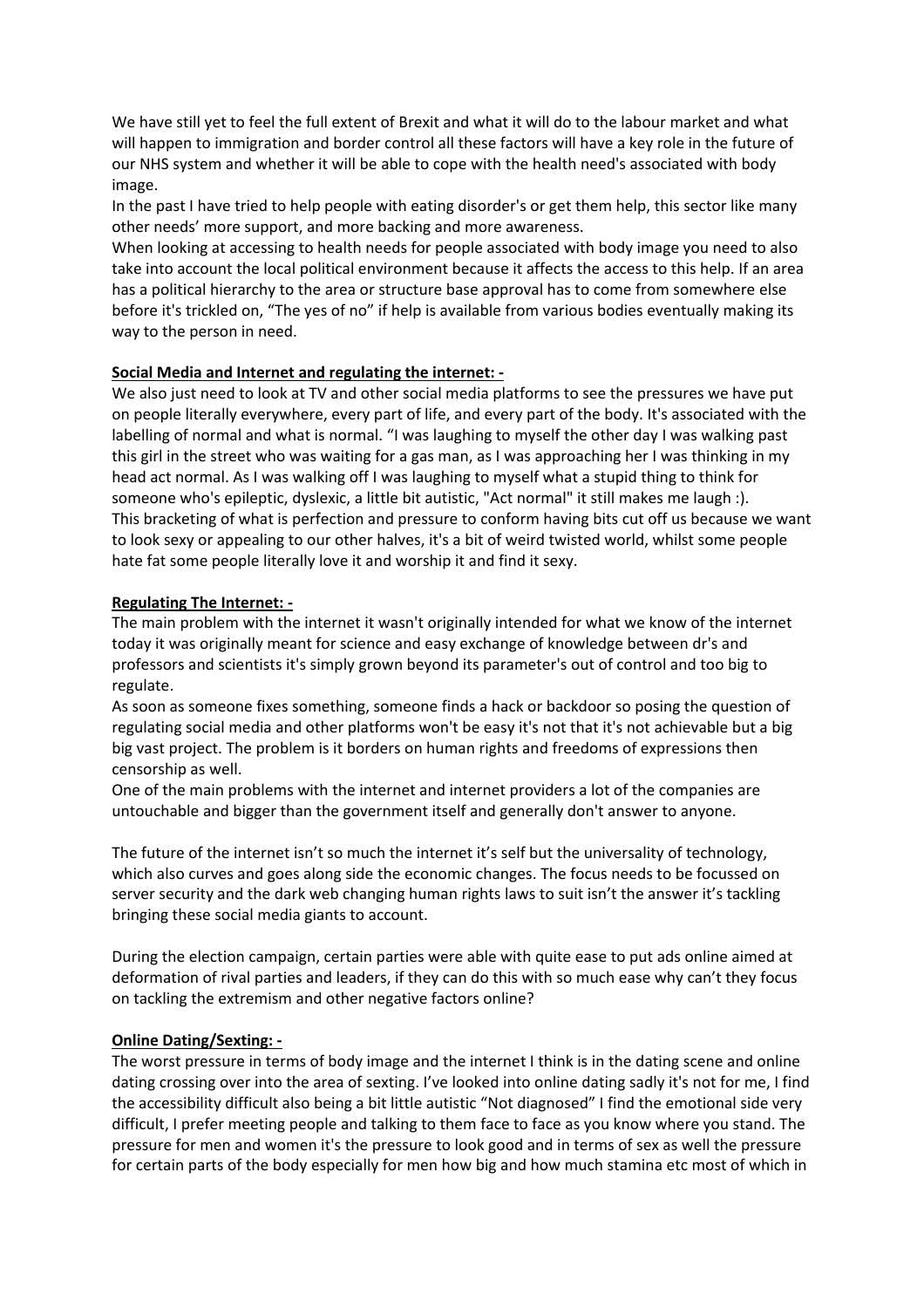We have still yet to feel the full extent of Brexit and what it will do to the labour market and what will happen to immigration and border control all these factors will have a key role in the future of our NHS system and whether it will be able to cope with the health need's associated with body image.

In the past I have tried to help people with eating disorder's or get them help, this sector like many other needs' more support, and more backing and more awareness.

When looking at accessing to health needs for people associated with body image you need to also take into account the local political environment because it affects the access to this help. If an area has a political hierarchy to the area or structure base approval has to come from somewhere else before it's trickled on, "The yes of no" if help is available from various bodies eventually making its way to the person in need.

**Social Media and Internet and regulating the internet: -**

We also just need to look at TV and other social media platforms to see the pressures we have put on people literally everywhere, every part of life, and every part of the body. It's associated with the labelling of normal and what is normal. "I was laughing to myself the other day I was walking past this girl in the street who was waiting for a gas man, as I was approaching her I was thinking in my head act normal. As I was walking off I was laughing to myself what a stupid thing to think for someone who's epileptic, dyslexic, a little bit autistic, "Act normal" it still makes me laugh :).

This bracketing of what is perfection and pressure to conform having bits cut off us because we want to look sexy or appealing to our other halves, it's a bit of weird twisted world, whilst some people hate fat some people literally love it and worship it and find it sexy.

**Regulating The Internet: -**

The main problem with the internet it wasn't originally intended for what we know of the internet today it was originally meant for science and easy exchange of knowledge between dr's and professors and scientists it's simply grown beyond its parameter's out of control and too big to regulate.

As soon as someone fixes something, someone finds a hack or backdoor so posing the question of regulating social media and other platforms won't be easy it's not that it's not achievable but a big big vast project. The problem is it borders on human rights and freedoms of expressions then censorship as well.

One of the main problems with the internet and internet providers a lot of the companies are untouchable and bigger than the government itself and generally don't answer to anyone.

The future of the internet isn't so much the internet it's self but the universality of technology, which also curves and goes along side the economic changes. The focus needs to be focussed on server security and the dark web changing human rights laws to suit isn't the answer it's tackling bringing these social media giants to account.

During the election campaign, certain parties were able with quite ease to put ads online aimed at deformation of rival parties and leaders, if they can do this with so much ease why can't they focus on tackling the extremism and other negative factors online?

**Online Dating/Sexting: -**

The worst pressure in terms of body image and the internet I think is in the dating scene and online dating crossing over into the area of sexting. I've looked into online dating sadly it's not for me, I find the accessibility difficult also being a bit little autistic "Not diagnosed" I find the emotional side very difficult, I prefer meeting people and talking to them face to face as you know where you stand. The pressure for men and women it's the pressure to look good and in terms of sex as well the pressure for certain parts of the body especially for men how big and how much stamina etc most of which in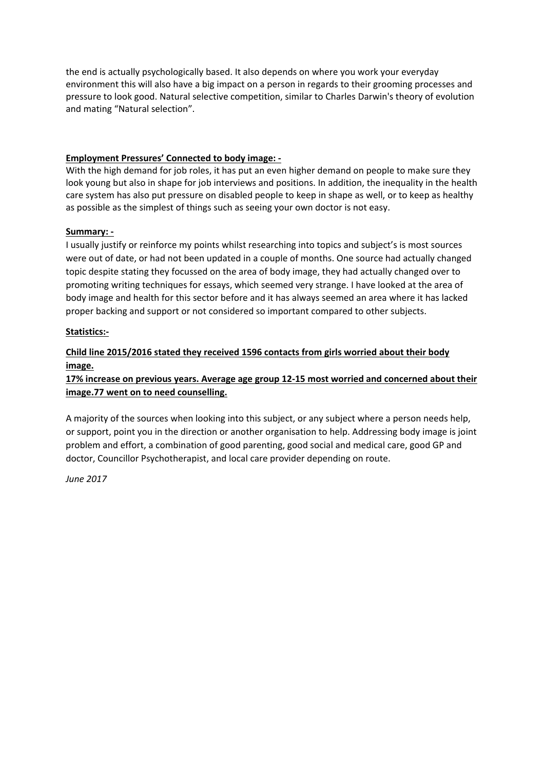the end is actually psychologically based. It also depends on where you work your everyday environment this will also have a big impact on a person in regards to their grooming processes and pressure to look good. Natural selective competition, similar to Charles Darwin's theory of evolution and mating "Natural selection".

**Employment Pressures' Connected to body image: -**

With the high demand for job roles, it has put an even higher demand on people to make sure they look young but also in shape for job interviews and positions. In addition, the inequality in the health care system has also put pressure on disabled people to keep in shape as well, or to keep as healthy as possible as the simplest of things such as seeing your own doctor is not easy.

**Summary: -**

I usually justify or reinforce my points whilst researching into topics and subject's is most sources were out of date, or had not been updated in a couple of months. One source had actually changed topic despite stating they focussed on the area of body image, they had actually changed over to promoting writing techniques for essays, which seemed very strange. I have looked at the area of body image and health for this sector before and it has always seemed an area where it has lacked proper backing and support or not considered so important compared to other subjects.

**Statistics:-**

**Child line 2015/2016 stated they received 1596 contacts from girls worried about their body image.**

**17% increase on previous years. Average age group 12-15 most worried and concerned about their image.77 went on to need counselling.**

A majority of the sources when looking into this subject, or any subject where a person needs help, or support, point you in the direction or another organisation to help. Addressing body image is joint problem and effort, a combination of good parenting, good social and medical care, good GP and doctor, Councillor Psychotherapist, and local care provider depending on route.

*June 2017*